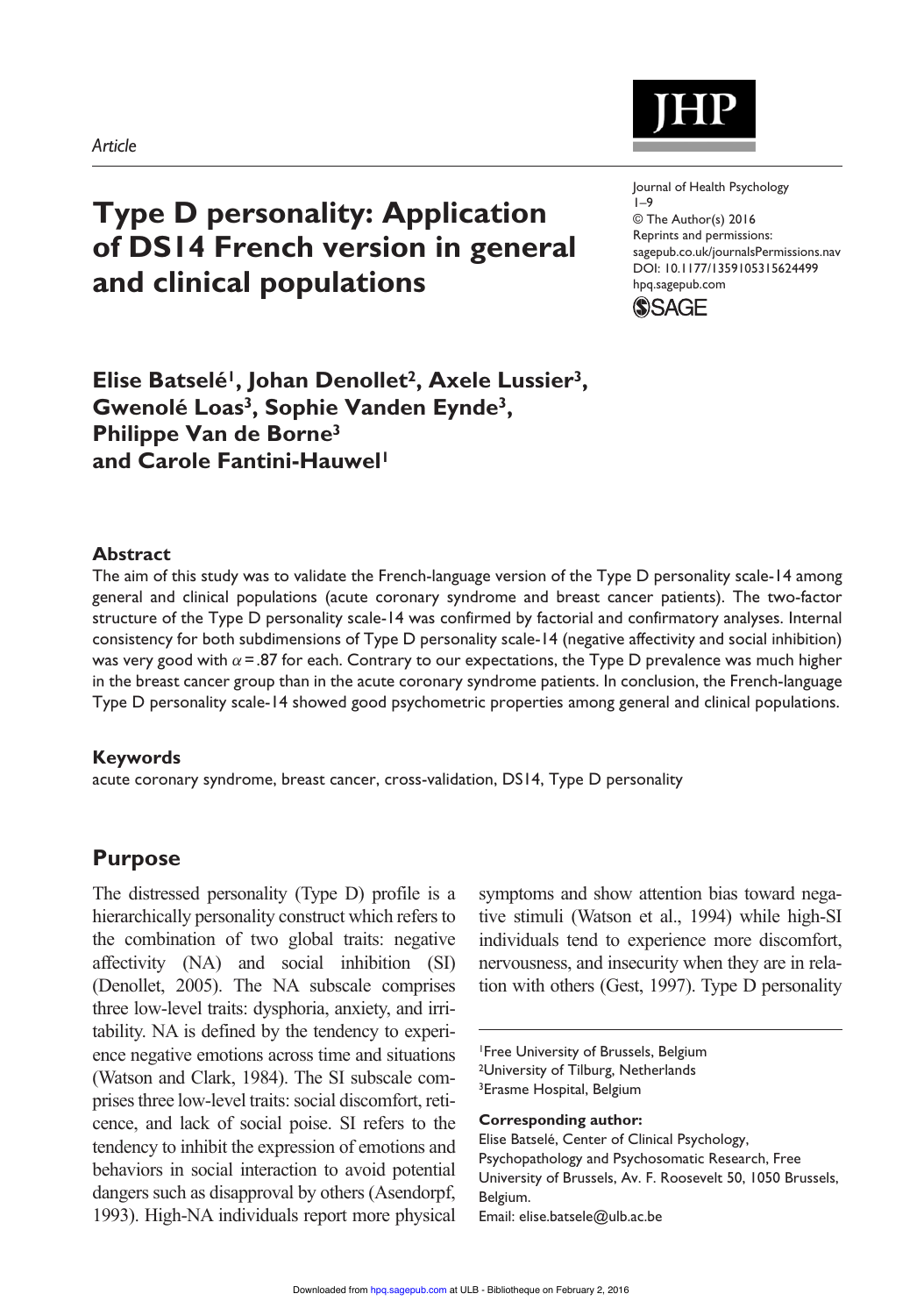Article

# Type D personality: Application of DS14 French version in general and clinical populations

Journal of Health Psychology
1–9
© The Author(s) 2016
Reprints and permissions:
sagepub.co.uk/journalsPermissions.nav
DOI: 10.1177/1359105315624499
hpq.sagepub.com

**Elise Batselé[1], Johan Denollet[2], Axele Lussier[3], Gwenolé Loas[3], Sophie Vanden Eynde[3], Philippe Van de Borne[3] and Carole Fantini-Hauwel[1]**

## Abstract

The aim of this study was to validate the French-language version of the Type D personality scale-14 among general and clinical populations (acute coronary syndrome and breast cancer patients). The two-factor structure of the Type D personality scale-14 was confirmed by factorial and confirmatory analyses. Internal consistency for both subdimensions of Type D personality scale-14 (negative affectivity and social inhibition) was very good with $\alpha = .87$ for each. Contrary to our expectations, the Type D prevalence was much higher in the breast cancer group than in the acute coronary syndrome patients. In conclusion, the French-language Type D personality scale-14 showed good psychometric properties among general and clinical populations.

## Keywords

acute coronary syndrome, breast cancer, cross-validation, DS14, Type D personality

## Purpose

The distressed personality (Type D) profile is a hierarchically personality construct which refers to the combination of two global traits: negative affectivity (NA) and social inhibition (SI) (Denollet, 2005). The NA subscale comprises three low-level traits: dysphoria, anxiety, and irritability. NA is defined by the tendency to experience negative emotions across time and situations (Watson and Clark, 1984). The SI subscale comprises three low-level traits: social discomfort, reticence, and lack of social poise. SI refers to the tendency to inhibit the expression of emotions and behaviors in social interaction to avoid potential dangers such as disapproval by others (Asendorpf, 1993). High-NA individuals report more physical symptoms and show attention bias toward negative stimuli (Watson et al., 1994) while high-SI individuals tend to experience more discomfort, nervousness, and insecurity when they are in relation with others (Gest, 1997). Type D personality

[1]Free University of Brussels, Belgium
[2]University of Tilburg, Netherlands
[3]Erasme Hospital, Belgium

**Corresponding author:**
Elise Batselé, Center of Clinical Psychology, Psychopathology and Psychosomatic Research, Free University of Brussels, Av. F. Roosevelt 50, 1050 Brussels, Belgium.
Email: elise.batsele@ulb.ac.be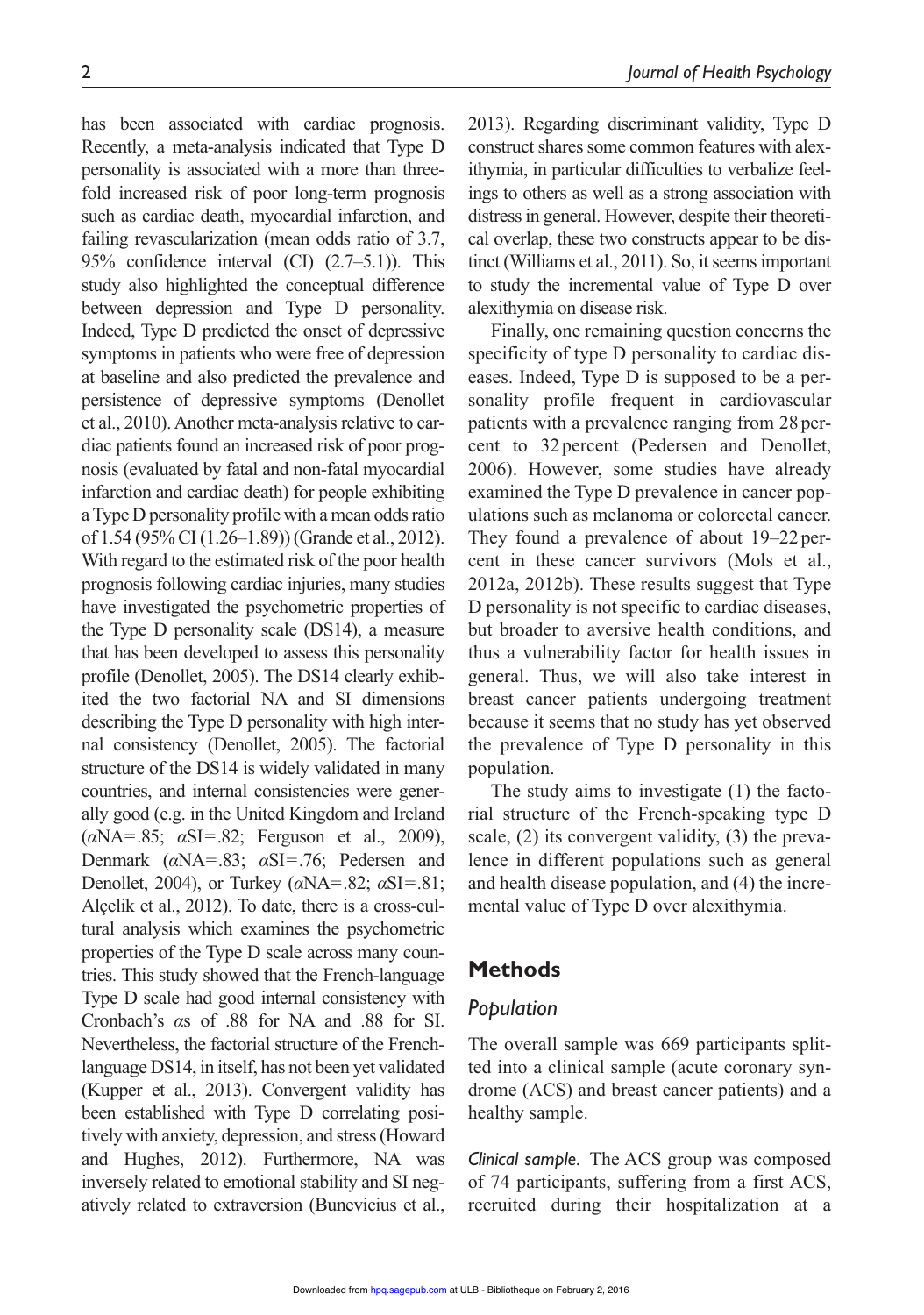has been associated with cardiac prognosis. Recently, a meta-analysis indicated that Type D personality is associated with a more than three-fold increased risk of poor long-term prognosis such as cardiac death, myocardial infarction, and failing revascularization (mean odds ratio of 3.7, 95% confidence interval (CI) (2.7–5.1)). This study also highlighted the conceptual difference between depression and Type D personality. Indeed, Type D predicted the onset of depressive symptoms in patients who were free of depression at baseline and also predicted the prevalence and persistence of depressive symptoms (Denollet et al., 2010). Another meta-analysis relative to cardiac patients found an increased risk of poor prognosis (evaluated by fatal and non-fatal myocardial infarction and cardiac death) for people exhibiting a Type D personality profile with a mean odds ratio of 1.54 (95% CI (1.26–1.89)) (Grande et al., 2012). With regard to the estimated risk of the poor health prognosis following cardiac injuries, many studies have investigated the psychometric properties of the Type D personality scale (DS14), a measure that has been developed to assess this personality profile (Denollet, 2005). The DS14 clearly exhibited the two factorial NA and SI dimensions describing the Type D personality with high internal consistency (Denollet, 2005). The factorial structure of the DS14 is widely validated in many countries, and internal consistencies were generally good (e.g. in the United Kingdom and Ireland ($\alpha$NA=.85; $\alpha$SI=.82; Ferguson et al., 2009), Denmark ($\alpha$NA=.83; $\alpha$SI=.76; Pedersen and Denollet, 2004), or Turkey ($\alpha$NA=.82; $\alpha$SI=.81; Alçelik et al., 2012). To date, there is a cross-cultural analysis which examines the psychometric properties of the Type D scale across many countries. This study showed that the French-language Type D scale had good internal consistency with Cronbach's $\alpha$s of .88 for NA and .88 for SI. Nevertheless, the factorial structure of the French-language DS14, in itself, has not been yet validated (Kupper et al., 2013). Convergent validity has been established with Type D correlating positively with anxiety, depression, and stress (Howard and Hughes, 2012). Furthermore, NA was inversely related to emotional stability and SI negatively related to extraversion (Bunevicius et al., 2013). Regarding discriminant validity, Type D construct shares some common features with alexithymia, in particular difficulties to verbalize feelings to others as well as a strong association with distress in general. However, despite their theoretical overlap, these two constructs appear to be distinct (Williams et al., 2011). So, it seems important to study the incremental value of Type D over alexithymia on disease risk.

Finally, one remaining question concerns the specificity of type D personality to cardiac diseases. Indeed, Type D is supposed to be a personality profile frequent in cardiovascular patients with a prevalence ranging from 28 percent to 32 percent (Pedersen and Denollet, 2006). However, some studies have already examined the Type D prevalence in cancer populations such as melanoma or colorectal cancer. They found a prevalence of about 19–22 percent in these cancer survivors (Mols et al., 2012a, 2012b). These results suggest that Type D personality is not specific to cardiac diseases, but broader to aversive health conditions, and thus a vulnerability factor for health issues in general. Thus, we will also take interest in breast cancer patients undergoing treatment because it seems that no study has yet observed the prevalence of Type D personality in this population.

The study aims to investigate (1) the factorial structure of the French-speaking type D scale, (2) its convergent validity, (3) the prevalence in different populations such as general and health disease population, and (4) the incremental value of Type D over alexithymia.

## Methods

### Population

The overall sample was 669 participants splitted into a clinical sample (acute coronary syndrome (ACS) and breast cancer patients) and a healthy sample.

*Clinical sample.* The ACS group was composed of 74 participants, suffering from a first ACS, recruited during their hospitalization at a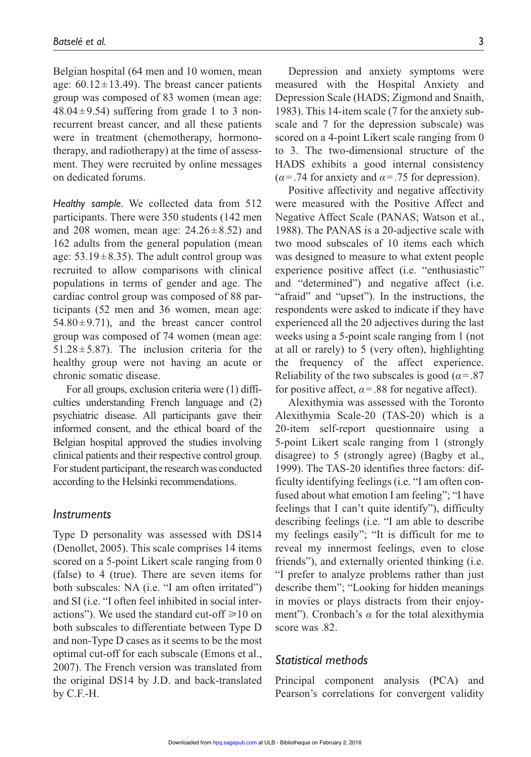Belgian hospital (64 men and 10 women, mean age: $60.12 \pm 13.49$). The breast cancer patients group was composed of 83 women (mean age: $48.04 \pm 9.54$) suffering from grade 1 to 3 non-recurrent breast cancer, and all these patients were in treatment (chemotherapy, hormonotherapy, and radiotherapy) at the time of assessment. They were recruited by online messages on dedicated forums.

*Healthy sample.* We collected data from 512 participants. There were 350 students (142 men and 208 women, mean age: $24.26 \pm 8.52$) and 162 adults from the general population (mean age: $53.19 \pm 8.35$). The adult control group was recruited to allow comparisons with clinical populations in terms of gender and age. The cardiac control group was composed of 88 participants (52 men and 36 women, mean age: $54.80 \pm 9.71$), and the breast cancer control group was composed of 74 women (mean age: $51.28 \pm 5.87$). The inclusion criteria for the healthy group were not having an acute or chronic somatic disease.

For all groups, exclusion criteria were (1) difficulties understanding French language and (2) psychiatric disease. All participants gave their informed consent, and the ethical board of the Belgian hospital approved the studies involving clinical patients and their respective control group. For student participant, the research was conducted according to the Helsinki recommendations.

## Instruments

Type D personality was assessed with DS14 (Denollet, 2005). This scale comprises 14 items scored on a 5-point Likert scale ranging from 0 (false) to 4 (true). There are seven items for both subscales: NA (i.e. "I am often irritated") and SI (i.e. "I often feel inhibited in social interactions"). We used the standard cut-off $\geqslant 10$ on both subscales to differentiate between Type D and non-Type D cases as it seems to be the most optimal cut-off for each subscale (Emons et al., 2007). The French version was translated from the original DS14 by J.D. and back-translated by C.F.-H.

Depression and anxiety symptoms were measured with the Hospital Anxiety and Depression Scale (HADS; Zigmond and Snaith, 1983). This 14-item scale (7 for the anxiety subscale and 7 for the depression subscale) was scored on a 4-point Likert scale ranging from 0 to 3. The two-dimensional structure of the HADS exhibits a good internal consistency ($\alpha = .74$ for anxiety and $\alpha = .75$ for depression).

Positive affectivity and negative affectivity were measured with the Positive Affect and Negative Affect Scale (PANAS; Watson et al., 1988). The PANAS is a 20-adjective scale with two mood subscales of 10 items each which was designed to measure to what extent people experience positive affect (i.e. "enthusiastic" and "determined") and negative affect (i.e. "afraid" and "upset"). In the instructions, the respondents were asked to indicate if they have experienced all the 20 adjectives during the last weeks using a 5-point scale ranging from 1 (not at all or rarely) to 5 (very often), highlighting the frequency of the affect experience. Reliability of the two subscales is good ($\alpha = .87$ for positive affect, $\alpha = .88$ for negative affect).

Alexithymia was assessed with the Toronto Alexithymia Scale-20 (TAS-20) which is a 20-item self-report questionnaire using a 5-point Likert scale ranging from 1 (strongly disagree) to 5 (strongly agree) (Bagby et al., 1999). The TAS-20 identifies three factors: difficulty identifying feelings (i.e. "I am often confused about what emotion I am feeling"; "I have feelings that I can't quite identify"), difficulty describing feelings (i.e. "I am able to describe my feelings easily"; "It is difficult for me to reveal my innermost feelings, even to close friends"), and externally oriented thinking (i.e. "I prefer to analyze problems rather than just describe them"; "Looking for hidden meanings in movies or plays distracts from their enjoyment"). Cronbach's $\alpha$ for the total alexithymia score was .82.

## Statistical methods

Principal component analysis (PCA) and Pearson's correlations for convergent validity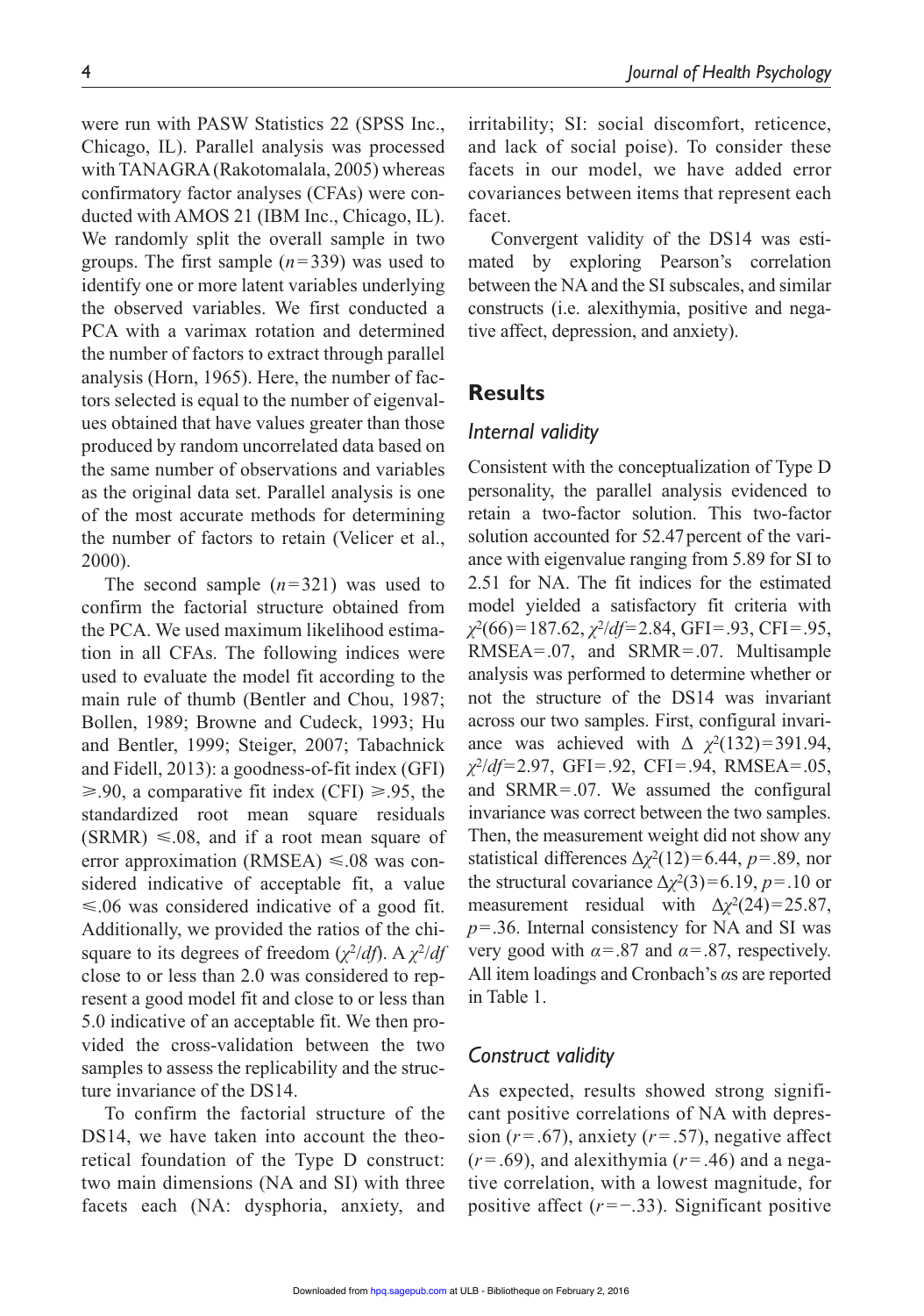were run with PASW Statistics 22 (SPSS Inc., Chicago, IL). Parallel analysis was processed with TANAGRA (Rakotomalala, 2005) whereas confirmatory factor analyses (CFAs) were conducted with AMOS 21 (IBM Inc., Chicago, IL). We randomly split the overall sample in two groups. The first sample ($n = 339$) was used to identify one or more latent variables underlying the observed variables. We first conducted a PCA with a varimax rotation and determined the number of factors to extract through parallel analysis (Horn, 1965). Here, the number of factors selected is equal to the number of eigenvalues obtained that have values greater than those produced by random uncorrelated data based on the same number of observations and variables as the original data set. Parallel analysis is one of the most accurate methods for determining the number of factors to retain (Velicer et al., 2000).

The second sample ($n = 321$) was used to confirm the factorial structure obtained from the PCA. We used maximum likelihood estimation in all CFAs. The following indices were used to evaluate the model fit according to the main rule of thumb (Bentler and Chou, 1987; Bollen, 1989; Browne and Cudeck, 1993; Hu and Bentler, 1999; Steiger, 2007; Tabachnick and Fidell, 2013): a goodness-of-fit index (GFI) $\geqslant .90$, a comparative fit index (CFI) $\geqslant .95$, the standardized root mean square residuals (SRMR) $\leqslant .08$, and if a root mean square of error approximation (RMSEA) $\leqslant .08$ was considered indicative of acceptable fit, a value $\leqslant .06$ was considered indicative of a good fit. Additionally, we provided the ratios of the chi-square to its degrees of freedom ($\chi^2/df$). A $\chi^2/df$ close to or less than 2.0 was considered to represent a good model fit and close to or less than 5.0 indicative of an acceptable fit. We then provided the cross-validation between the two samples to assess the replicability and the structure invariance of the DS14.

To confirm the factorial structure of the DS14, we have taken into account the theoretical foundation of the Type D construct: two main dimensions (NA and SI) with three facets each (NA: dysphoria, anxiety, and irritability; SI: social discomfort, reticence, and lack of social poise). To consider these facets in our model, we have added error covariances between items that represent each facet.

Convergent validity of the DS14 was estimated by exploring Pearson's correlation between the NA and the SI subscales, and similar constructs (i.e. alexithymia, positive and negative affect, depression, and anxiety).

## Results

### *Internal validity*

Consistent with the conceptualization of Type D personality, the parallel analysis evidenced to retain a two-factor solution. This two-factor solution accounted for 52.47 percent of the variance with eigenvalue ranging from 5.89 for SI to 2.51 for NA. The fit indices for the estimated model yielded a satisfactory fit criteria with $\chi^2(66) = 187.62$, $\chi^2/df = 2.84$, GFI $= .93$, CFI $= .95$, RMSEA $= .07$, and SRMR $= .07$. Multisample analysis was performed to determine whether or not the structure of the DS14 was invariant across our two samples. First, configural invariance was achieved with $\Delta\ \chi^2(132) = 391.94$, $\chi^2/df = 2.97$, GFI $= .92$, CFI $= .94$, RMSEA $= .05$, and SRMR $= .07$. We assumed the configural invariance was correct between the two samples. Then, the measurement weight did not show any statistical differences $\Delta\chi^2(12) = 6.44$, $p = .89$, nor the structural covariance $\Delta\chi^2(3) = 6.19$, $p = .10$ or measurement residual with $\Delta\chi^2(24) = 25.87$, $p = .36$. Internal consistency for NA and SI was very good with $\alpha = .87$ and $\alpha = .87$, respectively. All item loadings and Cronbach's $\alpha$s are reported in Table 1.

### *Construct validity*

As expected, results showed strong significant positive correlations of NA with depression ($r = .67$), anxiety ($r = .57$), negative affect ($r = .69$), and alexithymia ($r = .46$) and a negative correlation, with a lowest magnitude, for positive affect ($r = -.33$). Significant positive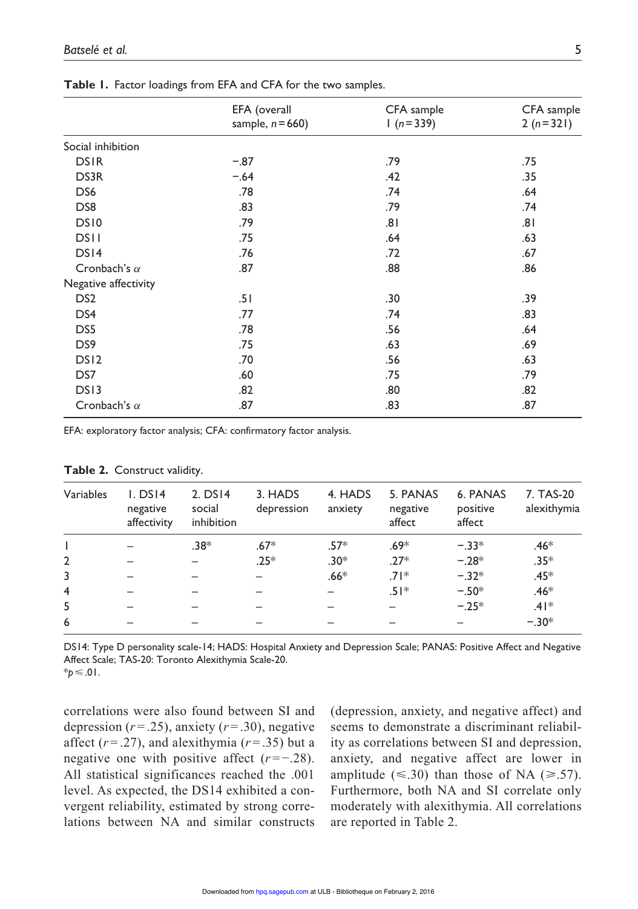**Table 1.** Factor loadings from EFA and CFA for the two samples.

| | EFA (overall sample, $n = 660$) | CFA sample 1 ($n = 339$) | CFA sample 2 ($n = 321$) |
|---|---|---|---|
| Social inhibition | | | |
| DS1R | −.87 | .79 | .75 |
| DS3R | −.64 | .42 | .35 |
| DS6 | .78 | .74 | .64 |
| DS8 | .83 | .79 | .74 |
| DS10 | .79 | .81 | .81 |
| DS11 | .75 | .64 | .63 |
| DS14 | .76 | .72 | .67 |
| Cronbach's $\alpha$ | .87 | .88 | .86 |
| Negative affectivity | | | |
| DS2 | .51 | .30 | .39 |
| DS4 | .77 | .74 | .83 |
| DS5 | .78 | .56 | .64 |
| DS9 | .75 | .63 | .69 |
| DS12 | .70 | .56 | .63 |
| DS7 | .60 | .75 | .79 |
| DS13 | .82 | .80 | .82 |
| Cronbach's $\alpha$ | .87 | .83 | .87 |

EFA: exploratory factor analysis; CFA: confirmatory factor analysis.

**Table 2.** Construct validity.

| Variables | 1. DS14 negative affectivity | 2. DS14 social inhibition | 3. HADS depression | 4. HADS anxiety | 5. PANAS negative affect | 6. PANAS positive affect | 7. TAS-20 alexithymia |
|---|---|---|---|---|---|---|---|
| 1 | – | .38* | .67* | .57* | .69* | −.33* | .46* |
| 2 | – | – | .25* | .30* | .27* | −.28* | .35* |
| 3 | – | – | – | .66* | .71* | −.32* | .45* |
| 4 | – | – | – | – | .51* | −.50* | .46* |
| 5 | – | – | – | – | – | −.25* | .41* |
| 6 | – | – | – | – | – | – | −.30* |

DS14: Type D personality scale-14; HADS: Hospital Anxiety and Depression Scale; PANAS: Positive Affect and Negative Affect Scale; TAS-20: Toronto Alexithymia Scale-20.
*$p \leq .01$.

correlations were also found between SI and depression ($r = .25$), anxiety ($r = .30$), negative affect ($r = .27$), and alexithymia ($r = .35$) but a negative one with positive affect ($r = -.28$). All statistical significances reached the .001 level. As expected, the DS14 exhibited a convergent reliability, estimated by strong correlations between NA and similar constructs (depression, anxiety, and negative affect) and seems to demonstrate a discriminant reliability as correlations between SI and depression, anxiety, and negative affect are lower in amplitude ($\leq .30$) than those of NA ($\geq .57$). Furthermore, both NA and SI correlate only moderately with alexithymia. All correlations are reported in Table 2.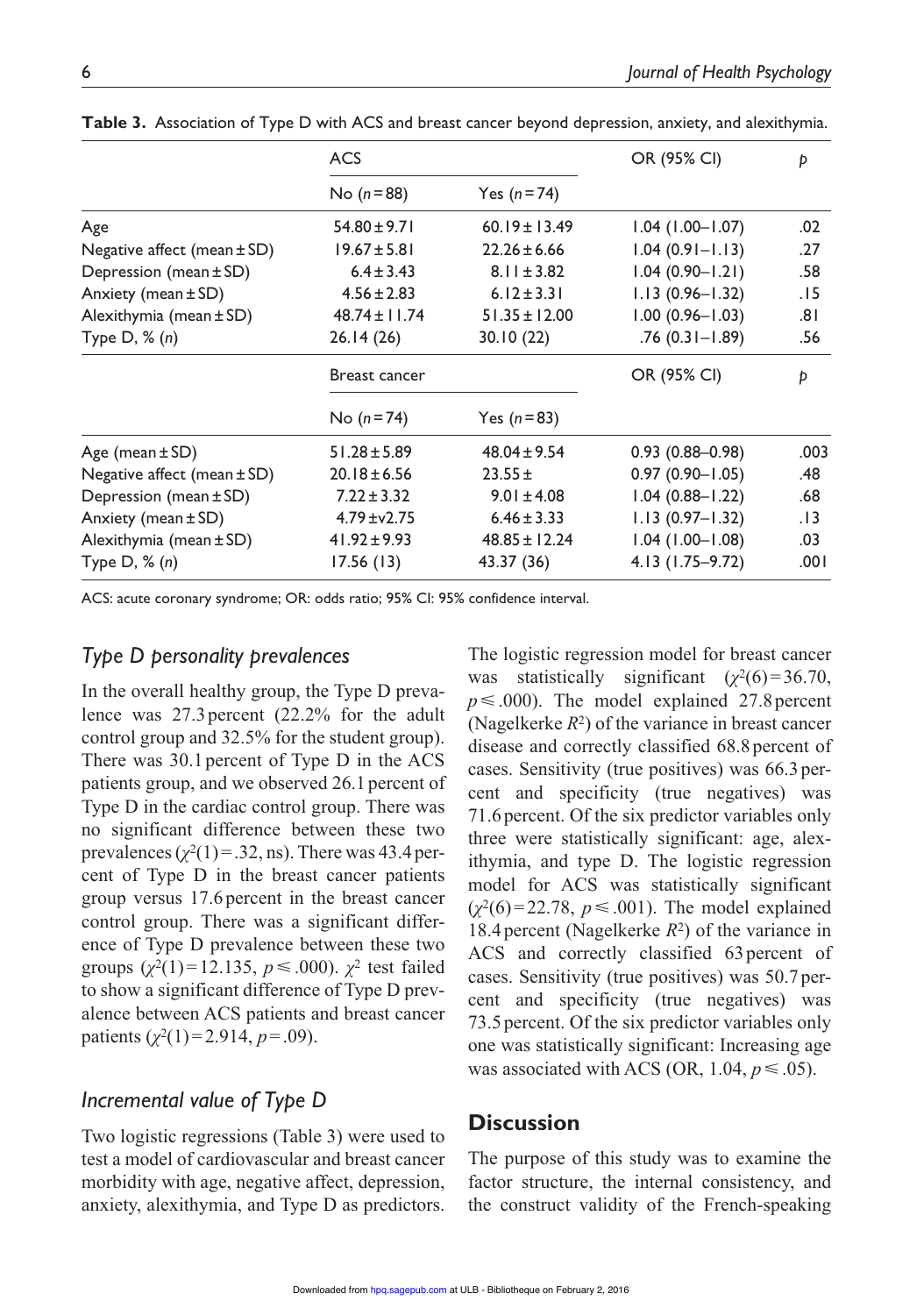**Table 3.** Association of Type D with ACS and breast cancer beyond depression, anxiety, and alexithymia.

| | ACS | | OR (95% CI) | *p* |
|---|---|---|---|---|
| | No (*n* = 88) | Yes (*n* = 74) | | |
| Age | 54.80 ± 9.71 | 60.19 ± 13.49 | 1.04 (1.00–1.07) | .02 |
| Negative affect (mean ± SD) | 19.67 ± 5.81 | 22.26 ± 6.66 | 1.04 (0.91–1.13) | .27 |
| Depression (mean ± SD) | 6.4 ± 3.43 | 8.11 ± 3.82 | 1.04 (0.90–1.21) | .58 |
| Anxiety (mean ± SD) | 4.56 ± 2.83 | 6.12 ± 3.31 | 1.13 (0.96–1.32) | .15 |
| Alexithymia (mean ± SD) | 48.74 ± 11.74 | 51.35 ± 12.00 | 1.00 (0.96–1.03) | .81 |
| Type D, % (*n*) | 26.14 (26) | 30.10 (22) | .76 (0.31–1.89) | .56 |
| | Breast cancer | | OR (95% CI) | *p* |
| | No (*n* = 74) | Yes (*n* = 83) | | |
| Age (mean ± SD) | 51.28 ± 5.89 | 48.04 ± 9.54 | 0.93 (0.88–0.98) | .003 |
| Negative affect (mean ± SD) | 20.18 ± 6.56 | 23.55 ± | 0.97 (0.90–1.05) | .48 |
| Depression (mean ± SD) | 7.22 ± 3.32 | 9.01 ± 4.08 | 1.04 (0.88–1.22) | .68 |
| Anxiety (mean ± SD) | 4.79 ±v2.75 | 6.46 ± 3.33 | 1.13 (0.97–1.32) | .13 |
| Alexithymia (mean ± SD) | 41.92 ± 9.93 | 48.85 ± 12.24 | 1.04 (1.00–1.08) | .03 |
| Type D, % (*n*) | 17.56 (13) | 43.37 (36) | 4.13 (1.75–9.72) | .001 |

ACS: acute coronary syndrome; OR: odds ratio; 95% CI: 95% confidence interval.

### *Type D personality prevalences*

In the overall healthy group, the Type D prevalence was 27.3 percent (22.2% for the adult control group and 32.5% for the student group). There was 30.1 percent of Type D in the ACS patients group, and we observed 26.1 percent of Type D in the cardiac control group. There was no significant difference between these two prevalences ($\chi^2(1) = .32$, ns). There was 43.4 percent of Type D in the breast cancer patients group versus 17.6 percent in the breast cancer control group. There was a significant difference of Type D prevalence between these two groups ($\chi^2(1) = 12.135$, $p \leqslant .000$). $\chi^2$ test failed to show a significant difference of Type D prevalence between ACS patients and breast cancer patients ($\chi^2(1) = 2.914$, $p = .09$).

### *Incremental value of Type D*

Two logistic regressions (Table 3) were used to test a model of cardiovascular and breast cancer morbidity with age, negative affect, depression, anxiety, alexithymia, and Type D as predictors. The logistic regression model for breast cancer was statistically significant ($\chi^2(6) = 36.70$, $p \leqslant .000$). The model explained 27.8 percent (Nagelkerke $R^2$) of the variance in breast cancer disease and correctly classified 68.8 percent of cases. Sensitivity (true positives) was 66.3 percent and specificity (true negatives) was 71.6 percent. Of the six predictor variables only three were statistically significant: age, alexithymia, and type D. The logistic regression model for ACS was statistically significant ($\chi^2(6) = 22.78$, $p \leqslant .001$). The model explained 18.4 percent (Nagelkerke $R^2$) of the variance in ACS and correctly classified 63 percent of cases. Sensitivity (true positives) was 50.7 percent and specificity (true negatives) was 73.5 percent. Of the six predictor variables only one was statistically significant: Increasing age was associated with ACS (OR, 1.04, $p \leqslant .05$).

## Discussion

The purpose of this study was to examine the factor structure, the internal consistency, and the construct validity of the French-speaking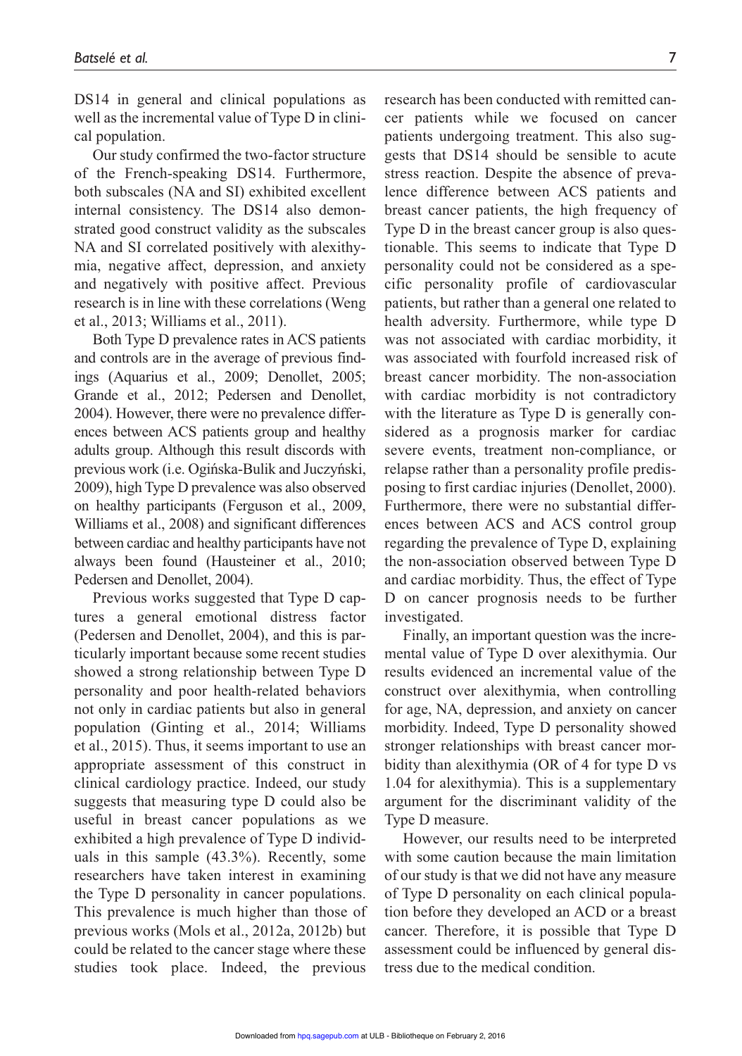DS14 in general and clinical populations as well as the incremental value of Type D in clinical population.

Our study confirmed the two-factor structure of the French-speaking DS14. Furthermore, both subscales (NA and SI) exhibited excellent internal consistency. The DS14 also demonstrated good construct validity as the subscales NA and SI correlated positively with alexithymia, negative affect, depression, and anxiety and negatively with positive affect. Previous research is in line with these correlations (Weng et al., 2013; Williams et al., 2011).

Both Type D prevalence rates in ACS patients and controls are in the average of previous findings (Aquarius et al., 2009; Denollet, 2005; Grande et al., 2012; Pedersen and Denollet, 2004). However, there were no prevalence differences between ACS patients group and healthy adults group. Although this result discords with previous work (i.e. Ogińska-Bulik and Juczyński, 2009), high Type D prevalence was also observed on healthy participants (Ferguson et al., 2009, Williams et al., 2008) and significant differences between cardiac and healthy participants have not always been found (Hausteiner et al., 2010; Pedersen and Denollet, 2004).

Previous works suggested that Type D captures a general emotional distress factor (Pedersen and Denollet, 2004), and this is particularly important because some recent studies showed a strong relationship between Type D personality and poor health-related behaviors not only in cardiac patients but also in general population (Ginting et al., 2014; Williams et al., 2015). Thus, it seems important to use an appropriate assessment of this construct in clinical cardiology practice. Indeed, our study suggests that measuring type D could also be useful in breast cancer populations as we exhibited a high prevalence of Type D individuals in this sample (43.3%). Recently, some researchers have taken interest in examining the Type D personality in cancer populations. This prevalence is much higher than those of previous works (Mols et al., 2012a, 2012b) but could be related to the cancer stage where these studies took place. Indeed, the previous research has been conducted with remitted cancer patients while we focused on cancer patients undergoing treatment. This also suggests that DS14 should be sensible to acute stress reaction. Despite the absence of prevalence difference between ACS patients and breast cancer patients, the high frequency of Type D in the breast cancer group is also questionable. This seems to indicate that Type D personality could not be considered as a specific personality profile of cardiovascular patients, but rather than a general one related to health adversity. Furthermore, while type D was not associated with cardiac morbidity, it was associated with fourfold increased risk of breast cancer morbidity. The non-association with cardiac morbidity is not contradictory with the literature as Type D is generally considered as a prognosis marker for cardiac severe events, treatment non-compliance, or relapse rather than a personality profile predisposing to first cardiac injuries (Denollet, 2000). Furthermore, there were no substantial differences between ACS and ACS control group regarding the prevalence of Type D, explaining the non-association observed between Type D and cardiac morbidity. Thus, the effect of Type D on cancer prognosis needs to be further investigated.

Finally, an important question was the incremental value of Type D over alexithymia. Our results evidenced an incremental value of the construct over alexithymia, when controlling for age, NA, depression, and anxiety on cancer morbidity. Indeed, Type D personality showed stronger relationships with breast cancer morbidity than alexithymia (OR of 4 for type D vs 1.04 for alexithymia). This is a supplementary argument for the discriminant validity of the Type D measure.

However, our results need to be interpreted with some caution because the main limitation of our study is that we did not have any measure of Type D personality on each clinical population before they developed an ACD or a breast cancer. Therefore, it is possible that Type D assessment could be influenced by general distress due to the medical condition.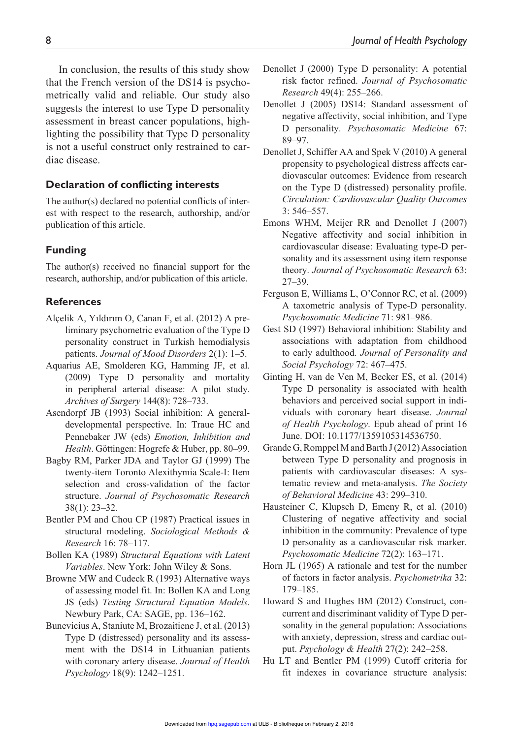In conclusion, the results of this study show that the French version of the DS14 is psychometrically valid and reliable. Our study also suggests the interest to use Type D personality assessment in breast cancer populations, highlighting the possibility that Type D personality is not a useful construct only restrained to cardiac disease.

## Declaration of conflicting interests

The author(s) declared no potential conflicts of interest with respect to the research, authorship, and/or publication of this article.

## Funding

The author(s) received no financial support for the research, authorship, and/or publication of this article.

## References

Alçelik A, Yıldırım O, Canan F, et al. (2012) A preliminary psychometric evaluation of the Type D personality construct in Turkish hemodialysis patients. *Journal of Mood Disorders* 2(1): 1–5.

Aquarius AE, Smolderen KG, Hamming JF, et al. (2009) Type D personality and mortality in peripheral arterial disease: A pilot study. *Archives of Surgery* 144(8): 728–733.

Asendorpf JB (1993) Social inhibition: A general-developmental perspective. In: Traue HC and Pennebaker JW (eds) *Emotion, Inhibition and Health*. Göttingen: Hogrefe & Huber, pp. 80–99.

Bagby RM, Parker JDA and Taylor GJ (1999) The twenty-item Toronto Alexithymia Scale-I: Item selection and cross-validation of the factor structure. *Journal of Psychosomatic Research* 38(1): 23–32.

Bentler PM and Chou CP (1987) Practical issues in structural modeling. *Sociological Methods & Research* 16: 78–117.

Bollen KA (1989) *Structural Equations with Latent Variables*. New York: John Wiley & Sons.

Browne MW and Cudeck R (1993) Alternative ways of assessing model fit. In: Bollen KA and Long JS (eds) *Testing Structural Equation Models*. Newbury Park, CA: SAGE, pp. 136–162.

Bunevicius A, Staniute M, Brozaitiene J, et al. (2013) Type D (distressed) personality and its assessment with the DS14 in Lithuanian patients with coronary artery disease. *Journal of Health Psychology* 18(9): 1242–1251.

Denollet J (2000) Type D personality: A potential risk factor refined. *Journal of Psychosomatic Research* 49(4): 255–266.

Denollet J (2005) DS14: Standard assessment of negative affectivity, social inhibition, and Type D personality. *Psychosomatic Medicine* 67: 89–97.

Denollet J, Schiffer AA and Spek V (2010) A general propensity to psychological distress affects cardiovascular outcomes: Evidence from research on the Type D (distressed) personality profile. *Circulation: Cardiovascular Quality Outcomes* 3: 546–557.

Emons WHM, Meijer RR and Denollet J (2007) Negative affectivity and social inhibition in cardiovascular disease: Evaluating type-D personality and its assessment using item response theory. *Journal of Psychosomatic Research* 63: 27–39.

Ferguson E, Williams L, O'Connor RC, et al. (2009) A taxometric analysis of Type-D personality. *Psychosomatic Medicine* 71: 981–986.

Gest SD (1997) Behavioral inhibition: Stability and associations with adaptation from childhood to early adulthood. *Journal of Personality and Social Psychology* 72: 467–475.

Ginting H, van de Ven M, Becker ES, et al. (2014) Type D personality is associated with health behaviors and perceived social support in individuals with coronary heart disease. *Journal of Health Psychology*. Epub ahead of print 16 June. DOI: 10.1177/1359105314536750.

Grande G, Romppel M and Barth J (2012) Association between Type D personality and prognosis in patients with cardiovascular diseases: A systematic review and meta-analysis. *The Society of Behavioral Medicine* 43: 299–310.

Hausteiner C, Klupsch D, Emeny R, et al. (2010) Clustering of negative affectivity and social inhibition in the community: Prevalence of type D personality as a cardiovascular risk marker. *Psychosomatic Medicine* 72(2): 163–171.

Horn JL (1965) A rationale and test for the number of factors in factor analysis. *Psychometrika* 32: 179–185.

Howard S and Hughes BM (2012) Construct, concurrent and discriminant validity of Type D personality in the general population: Associations with anxiety, depression, stress and cardiac output. *Psychology & Health* 27(2): 242–258.

Hu LT and Bentler PM (1999) Cutoff criteria for fit indexes in covariance structure analysis: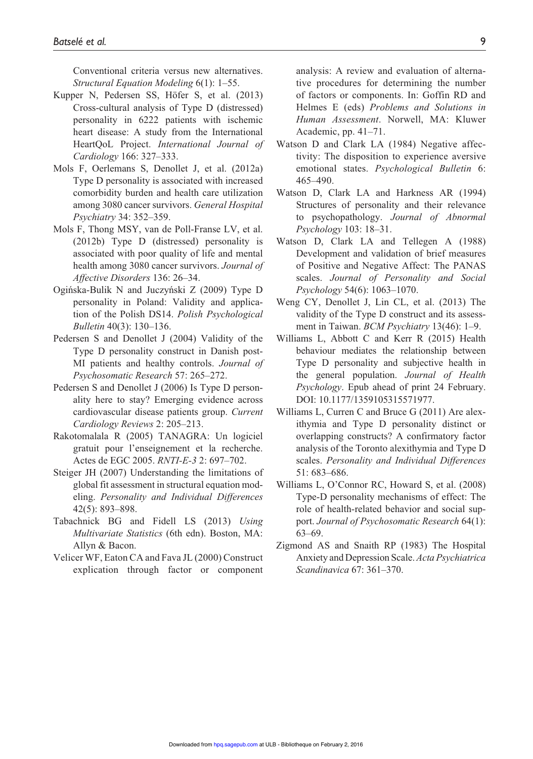Conventional criteria versus new alternatives. *Structural Equation Modeling* 6(1): 1–55.

Kupper N, Pedersen SS, Höfer S, et al. (2013) Cross-cultural analysis of Type D (distressed) personality in 6222 patients with ischemic heart disease: A study from the International HeartQoL Project. *International Journal of Cardiology* 166: 327–333.

Mols F, Oerlemans S, Denollet J, et al. (2012a) Type D personality is associated with increased comorbidity burden and health care utilization among 3080 cancer survivors. *General Hospital Psychiatry* 34: 352–359.

Mols F, Thong MSY, van de Poll-Franse LV, et al. (2012b) Type D (distressed) personality is associated with poor quality of life and mental health among 3080 cancer survivors. *Journal of Affective Disorders* 136: 26–34.

Ogińska-Bulik N and Juczyński Z (2009) Type D personality in Poland: Validity and application of the Polish DS14. *Polish Psychological Bulletin* 40(3): 130–136.

Pedersen S and Denollet J (2004) Validity of the Type D personality construct in Danish post-MI patients and healthy controls. *Journal of Psychosomatic Research* 57: 265–272.

Pedersen S and Denollet J (2006) Is Type D personality here to stay? Emerging evidence across cardiovascular disease patients group. *Current Cardiology Reviews* 2: 205–213.

Rakotomalala R (2005) TANAGRA: Un logiciel gratuit pour l'enseignement et la recherche. Actes de EGC 2005. *RNTI-E-3* 2: 697–702.

Steiger JH (2007) Understanding the limitations of global fit assessment in structural equation modeling. *Personality and Individual Differences* 42(5): 893–898.

Tabachnick BG and Fidell LS (2013) *Using Multivariate Statistics* (6th edn). Boston, MA: Allyn & Bacon.

Velicer WF, Eaton CA and Fava JL (2000) Construct explication through factor or component analysis: A review and evaluation of alternative procedures for determining the number of factors or components. In: Goffin RD and Helmes E (eds) *Problems and Solutions in Human Assessment*. Norwell, MA: Kluwer Academic, pp. 41–71.

Watson D and Clark LA (1984) Negative affectivity: The disposition to experience aversive emotional states. *Psychological Bulletin* 6: 465–490.

Watson D, Clark LA and Harkness AR (1994) Structures of personality and their relevance to psychopathology. *Journal of Abnormal Psychology* 103: 18–31.

Watson D, Clark LA and Tellegen A (1988) Development and validation of brief measures of Positive and Negative Affect: The PANAS scales. *Journal of Personality and Social Psychology* 54(6): 1063–1070.

Weng CY, Denollet J, Lin CL, et al. (2013) The validity of the Type D construct and its assessment in Taiwan. *BCM Psychiatry* 13(46): 1–9.

Williams L, Abbott C and Kerr R (2015) Health behaviour mediates the relationship between Type D personality and subjective health in the general population. *Journal of Health Psychology*. Epub ahead of print 24 February. DOI: 10.1177/1359105315571977.

Williams L, Curren C and Bruce G (2011) Are alexithymia and Type D personality distinct or overlapping constructs? A confirmatory factor analysis of the Toronto alexithymia and Type D scales. *Personality and Individual Differences* 51: 683–686.

Williams L, O'Connor RC, Howard S, et al. (2008) Type-D personality mechanisms of effect: The role of health-related behavior and social support. *Journal of Psychosomatic Research* 64(1): 63–69.

Zigmond AS and Snaith RP (1983) The Hospital Anxiety and Depression Scale. *Acta Psychiatrica Scandinavica* 67: 361–370.